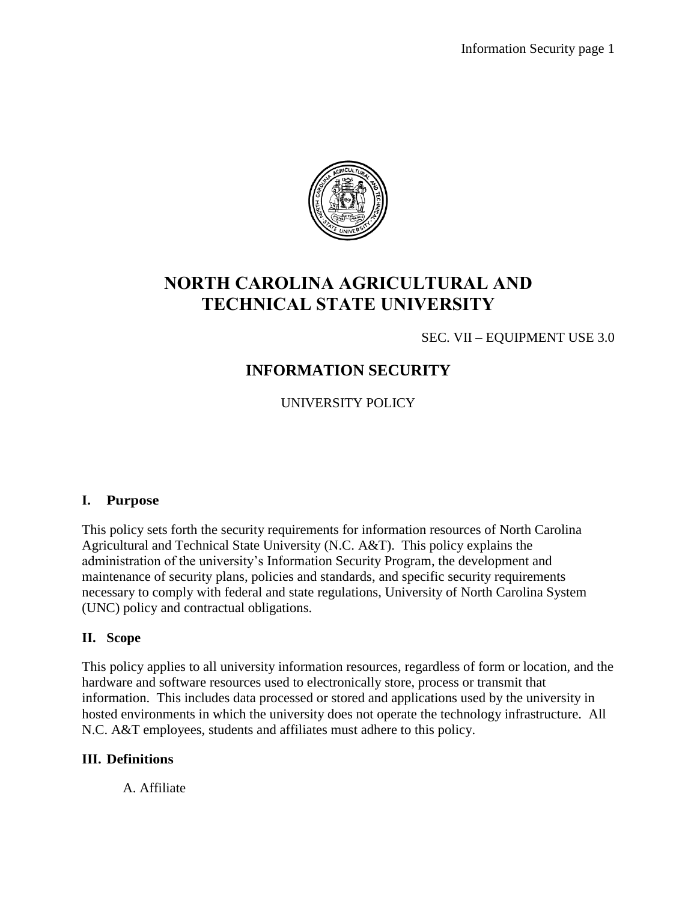# NORTH CAROLINA AGRICULTURAL AND TECHNICAL STATE UNIVERSITY

SEC. VII – EQUIPMENT USE 3.0

## INFORMATION SECURITY

UNIVERSITY POLICY

### I. Purpose

This policy sets forth the security requirements for information resources of North Carolina Agricultural and Technical State University (N.C. A&T). This policy explains the administration of the university's Information Security Program, the development and maintenance of security plans, policies and standards, and specific security requirements necessary to comply with federal and state regulations, University of North Carolina System (UNC) policy and contractual obligations.

### II. Scope

This policy applies to all university information resources, regardless of form or location, and the hardware and software resources used to electronically store, process or transmit that information. This includes data processed or stored and applications used by the university in hosted environments in which the university does not operate the technology infrastructure. All N.C. A&T employees, students and affiliates must adhere to this policy.

### III. Definitions

A. Affiliate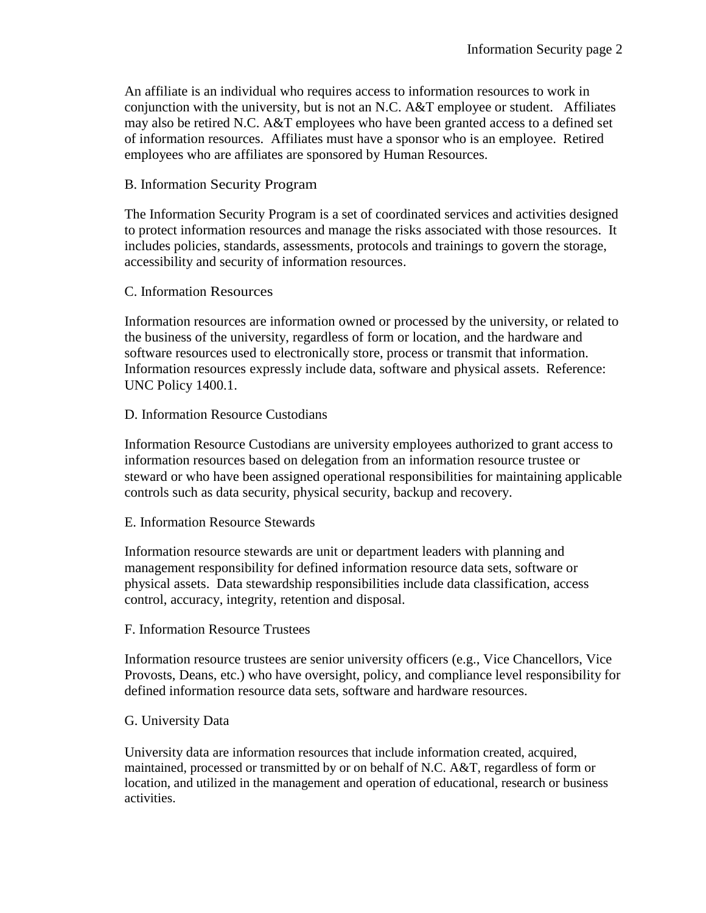An affiliate is an individual who requires access to information resources to work in conjunction with the university, but is not an N.C. A&T employee or student. Affiliates may also be retired N.C. A&T employees who have been granted access to a defined set of information resources. Affiliates must have a sponsor who is an employee. Retired employees who are affiliates are sponsored by Human Resources.

### B. Information Security Program

The Information Security Program is a set of coordinated services and activities designed to protect information resources and manage the risks associated with those resources. It includes policies, standards, assessments, protocols and trainings to govern the storage, accessibility and security of information resources.

### C. Information Resources

Information resources are information owned or processed by the university, or related to the business of the university, regardless of form or location, and the hardware and software resources used to electronically store, process or transmit that information. Information resources expressly include data, software and physical assets. Reference: UNC Policy 1400.1.

### D. Information Resource Custodians

Information Resource Custodians are university employees authorized to grant access to information resources based on delegation from an information resource trustee or steward or who have been assigned operational responsibilities for maintaining applicable controls such as data security, physical security, backup and recovery.

### E. Information Resource Stewards

Information resource stewards are unit or department leaders with planning and management responsibility for defined information resource data sets, software or physical assets. Data stewardship responsibilities include data classification, access control, accuracy, integrity, retention and disposal.

### F. Information Resource Trustees

Information resource trustees are senior university officers (e.g., Vice Chancellors, Vice Provosts, Deans, etc.) who have oversight, policy, and compliance level responsibility for defined information resource data sets, software and hardware resources.

### G. University Data

University data are information resources that include information created, acquired, maintained, processed or transmitted by or on behalf of N.C. A&T, regardless of form or location, and utilized in the management and operation of educational, research or business activities.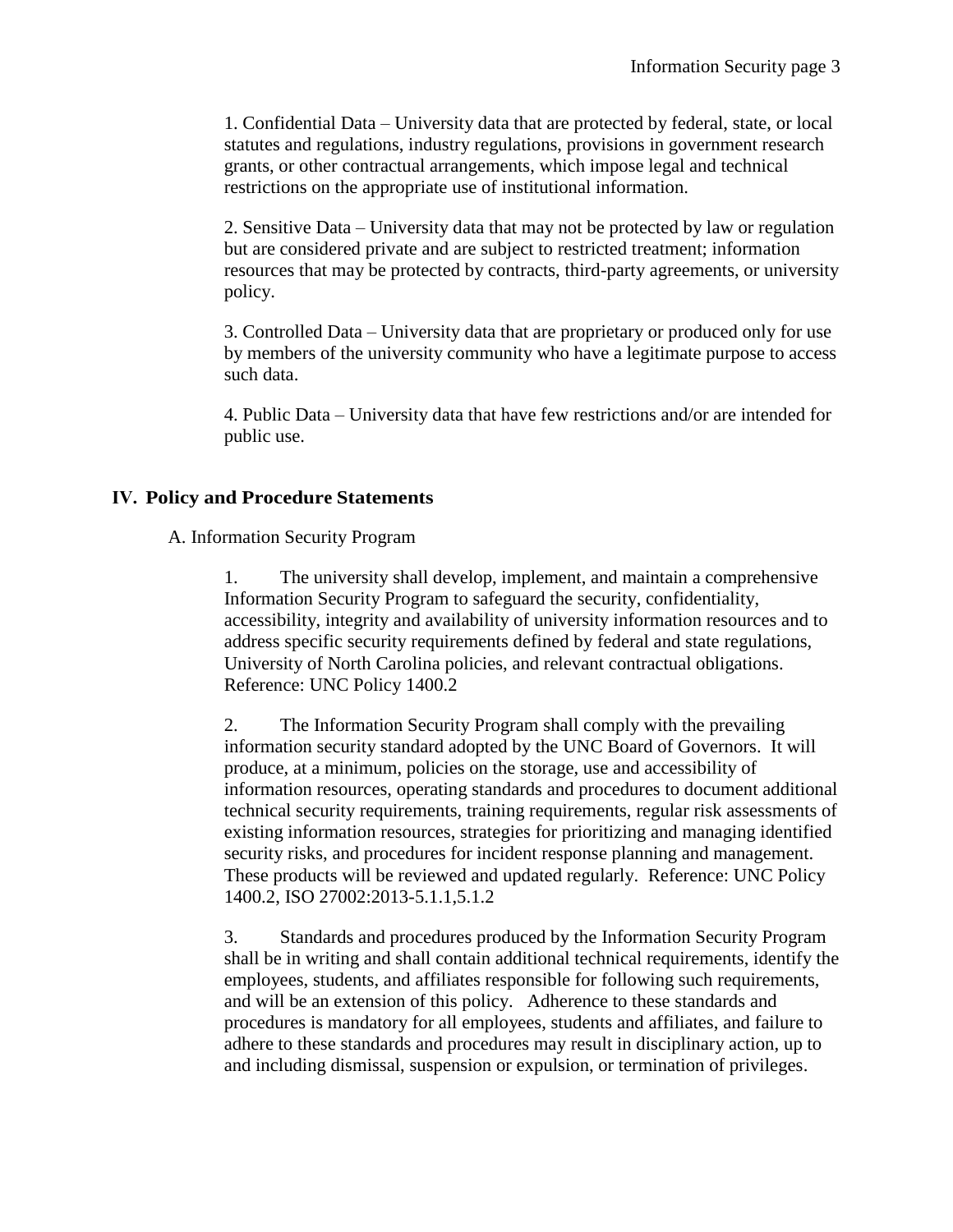1. Confidential Data – University data that are protected by federal, state, or local statutes and regulations, industry regulations, provisions in government research grants, or other contractual arrangements, which impose legal and technical restrictions on the appropriate use of institutional information.

2. Sensitive Data – University data that may not be protected by law or regulation but are considered private and are subject to restricted treatment; information resources that may be protected by contracts, third-party agreements, or university policy.

3. Controlled Data – University data that are proprietary or produced only for use by members of the university community who have a legitimate purpose to access such data.

4. Public Data – University data that have few restrictions and/or are intended for public use.

## IV. Policy and Procedure Statements

A. Information Security Program

1. The university shall develop, implement, and maintain a comprehensive Information Security Program to safeguard the security, confidentiality, accessibility, integrity and availability of university information resources and to address specific security requirements defined by federal and state regulations, University of North Carolina policies, and relevant contractual obligations. Reference: UNC Policy 1400.2

2. The Information Security Program shall comply with the prevailing information security standard adopted by the UNC Board of Governors. It will produce, at a minimum, policies on the storage, use and accessibility of information resources, operating standards and procedures to document additional technical security requirements, training requirements, regular risk assessments of existing information resources, strategies for prioritizing and managing identified security risks, and procedures for incident response planning and management. These products will be reviewed and updated regularly. Reference: UNC Policy 1400.2, ISO 27002:2013-5.1.1,5.1.2

3. Standards and procedures produced by the Information Security Program shall be in writing and shall contain additional technical requirements, identify the employees, students, and affiliates responsible for following such requirements, and will be an extension of this policy. Adherence to these standards and procedures is mandatory for all employees, students and affiliates, and failure to adhere to these standards and procedures may result in disciplinary action, up to and including dismissal, suspension or expulsion, or termination of privileges.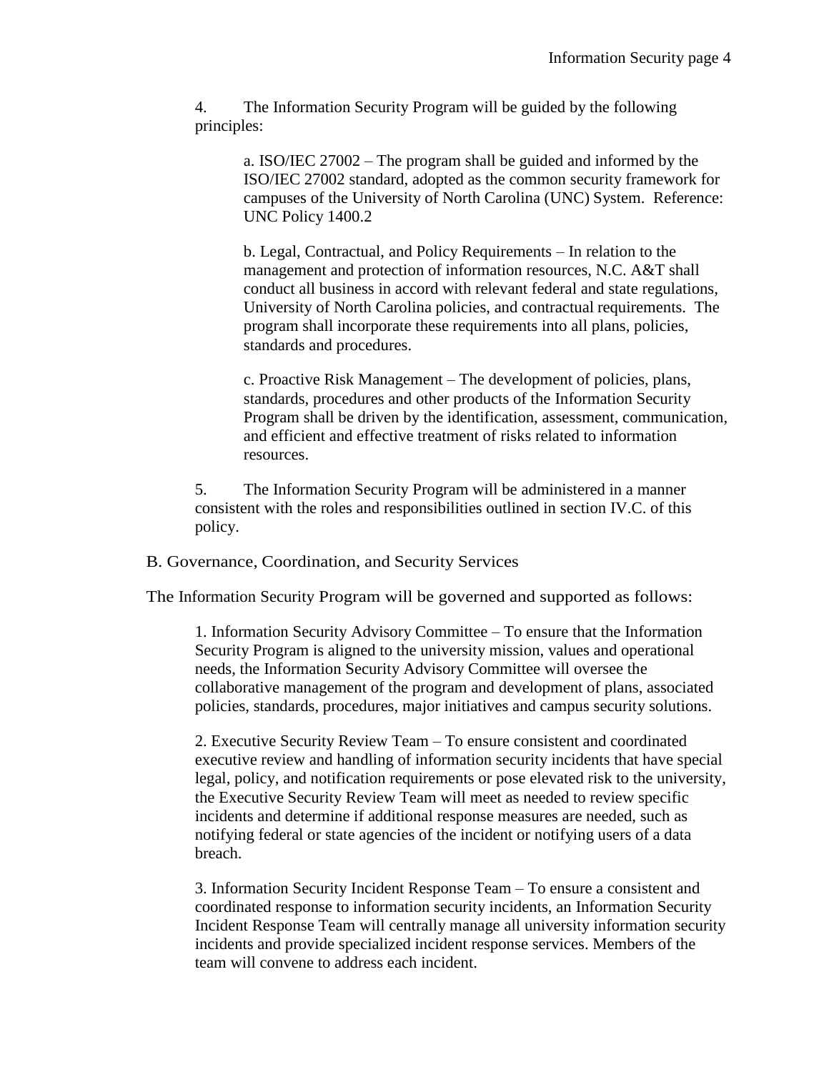4. The Information Security Program will be guided by the following principles:

   a. ISO/IEC 27002 – The program shall be guided and informed by the ISO/IEC 27002 standard, adopted as the common security framework for campuses of the University of North Carolina (UNC) System. Reference: UNC Policy 1400.2

   b. Legal, Contractual, and Policy Requirements – In relation to the management and protection of information resources, N.C. A&T shall conduct all business in accord with relevant federal and state regulations, University of North Carolina policies, and contractual requirements. The program shall incorporate these requirements into all plans, policies, standards and procedures.

   c. Proactive Risk Management – The development of policies, plans, standards, procedures and other products of the Information Security Program shall be driven by the identification, assessment, communication, and efficient and effective treatment of risks related to information resources.

5. The Information Security Program will be administered in a manner consistent with the roles and responsibilities outlined in section IV.C. of this policy.

B. Governance, Coordination, and Security Services

The Information Security Program will be governed and supported as follows:

1. Information Security Advisory Committee – To ensure that the Information Security Program is aligned to the university mission, values and operational needs, the Information Security Advisory Committee will oversee the collaborative management of the program and development of plans, associated policies, standards, procedures, major initiatives and campus security solutions.

2. Executive Security Review Team – To ensure consistent and coordinated executive review and handling of information security incidents that have special legal, policy, and notification requirements or pose elevated risk to the university, the Executive Security Review Team will meet as needed to review specific incidents and determine if additional response measures are needed, such as notifying federal or state agencies of the incident or notifying users of a data breach.

3. Information Security Incident Response Team – To ensure a consistent and coordinated response to information security incidents, an Information Security Incident Response Team will centrally manage all university information security incidents and provide specialized incident response services. Members of the team will convene to address each incident.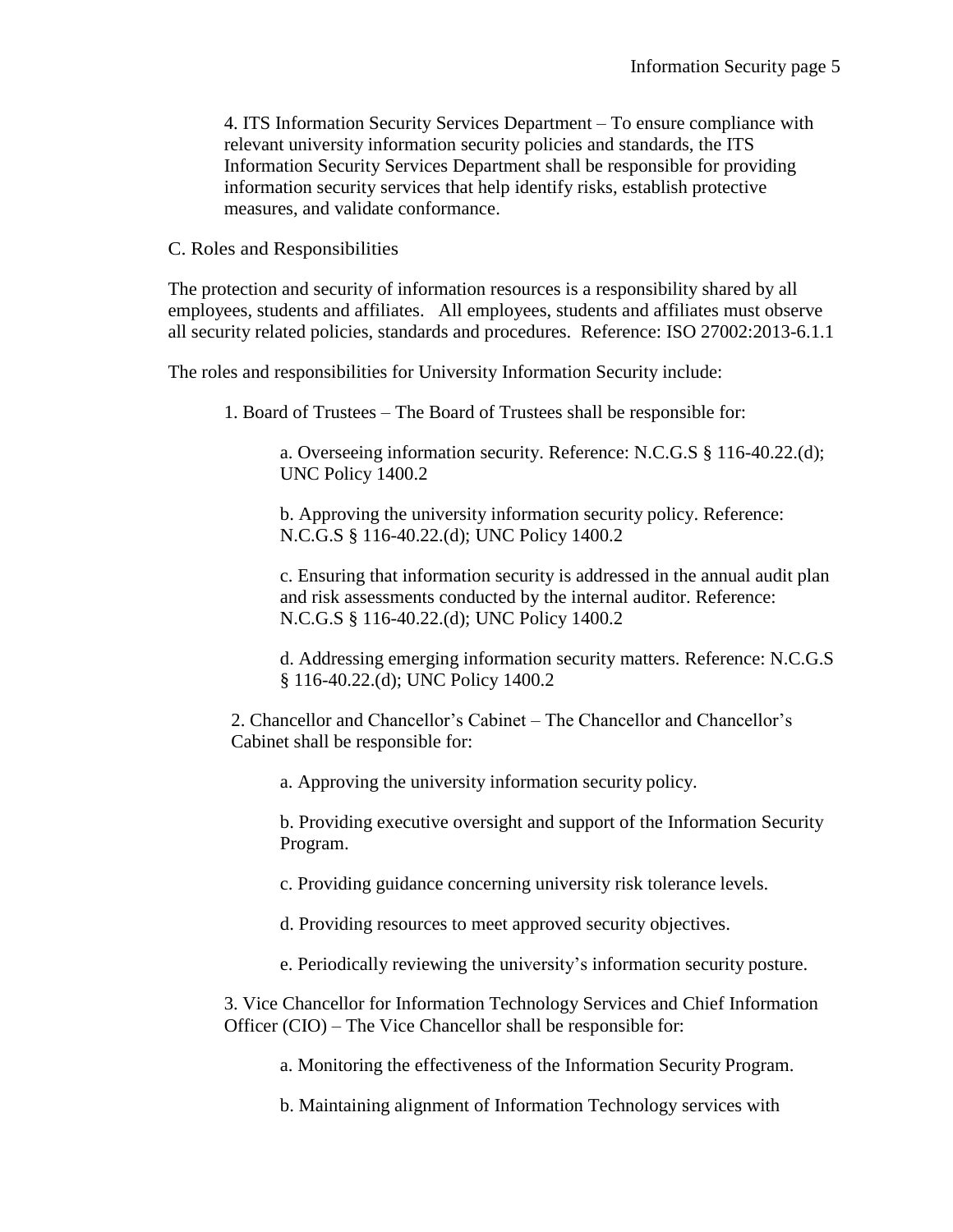4. ITS Information Security Services Department – To ensure compliance with relevant university information security policies and standards, the ITS Information Security Services Department shall be responsible for providing information security services that help identify risks, establish protective measures, and validate conformance.

C. Roles and Responsibilities

The protection and security of information resources is a responsibility shared by all employees, students and affiliates. All employees, students and affiliates must observe all security related policies, standards and procedures. Reference: ISO 27002:2013-6.1.1

The roles and responsibilities for University Information Security include:

1. Board of Trustees – The Board of Trustees shall be responsible for:

    a. Overseeing information security. Reference: N.C.G.S § 116-40.22.(d); UNC Policy 1400.2

    b. Approving the university information security policy. Reference: N.C.G.S § 116-40.22.(d); UNC Policy 1400.2

    c. Ensuring that information security is addressed in the annual audit plan and risk assessments conducted by the internal auditor. Reference: N.C.G.S § 116-40.22.(d); UNC Policy 1400.2

    d. Addressing emerging information security matters. Reference: N.C.G.S § 116-40.22.(d); UNC Policy 1400.2

2. Chancellor and Chancellor's Cabinet – The Chancellor and Chancellor's Cabinet shall be responsible for:

    a. Approving the university information security policy.

    b. Providing executive oversight and support of the Information Security Program.

    c. Providing guidance concerning university risk tolerance levels.

    d. Providing resources to meet approved security objectives.

    e. Periodically reviewing the university's information security posture.

3. Vice Chancellor for Information Technology Services and Chief Information Officer (CIO) – The Vice Chancellor shall be responsible for:

    a. Monitoring the effectiveness of the Information Security Program.

    b. Maintaining alignment of Information Technology services with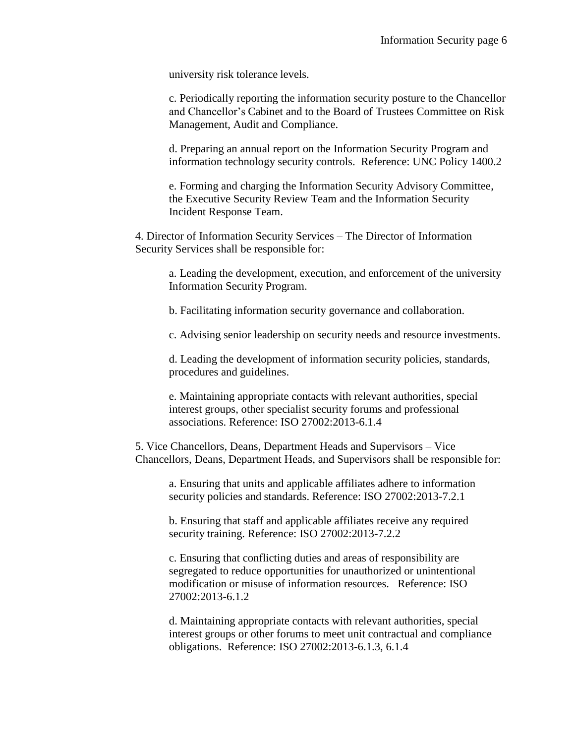university risk tolerance levels.

c. Periodically reporting the information security posture to the Chancellor and Chancellor's Cabinet and to the Board of Trustees Committee on Risk Management, Audit and Compliance.

d. Preparing an annual report on the Information Security Program and information technology security controls. Reference: UNC Policy 1400.2

e. Forming and charging the Information Security Advisory Committee, the Executive Security Review Team and the Information Security Incident Response Team.

4. Director of Information Security Services – The Director of Information Security Services shall be responsible for:

a. Leading the development, execution, and enforcement of the university Information Security Program.

b. Facilitating information security governance and collaboration.

c. Advising senior leadership on security needs and resource investments.

d. Leading the development of information security policies, standards, procedures and guidelines.

e. Maintaining appropriate contacts with relevant authorities, special interest groups, other specialist security forums and professional associations. Reference: ISO 27002:2013-6.1.4

5. Vice Chancellors, Deans, Department Heads and Supervisors – Vice Chancellors, Deans, Department Heads, and Supervisors shall be responsible for:

a. Ensuring that units and applicable affiliates adhere to information security policies and standards. Reference: ISO 27002:2013-7.2.1

b. Ensuring that staff and applicable affiliates receive any required security training. Reference: ISO 27002:2013-7.2.2

c. Ensuring that conflicting duties and areas of responsibility are segregated to reduce opportunities for unauthorized or unintentional modification or misuse of information resources. Reference: ISO 27002:2013-6.1.2

d. Maintaining appropriate contacts with relevant authorities, special interest groups or other forums to meet unit contractual and compliance obligations. Reference: ISO 27002:2013-6.1.3, 6.1.4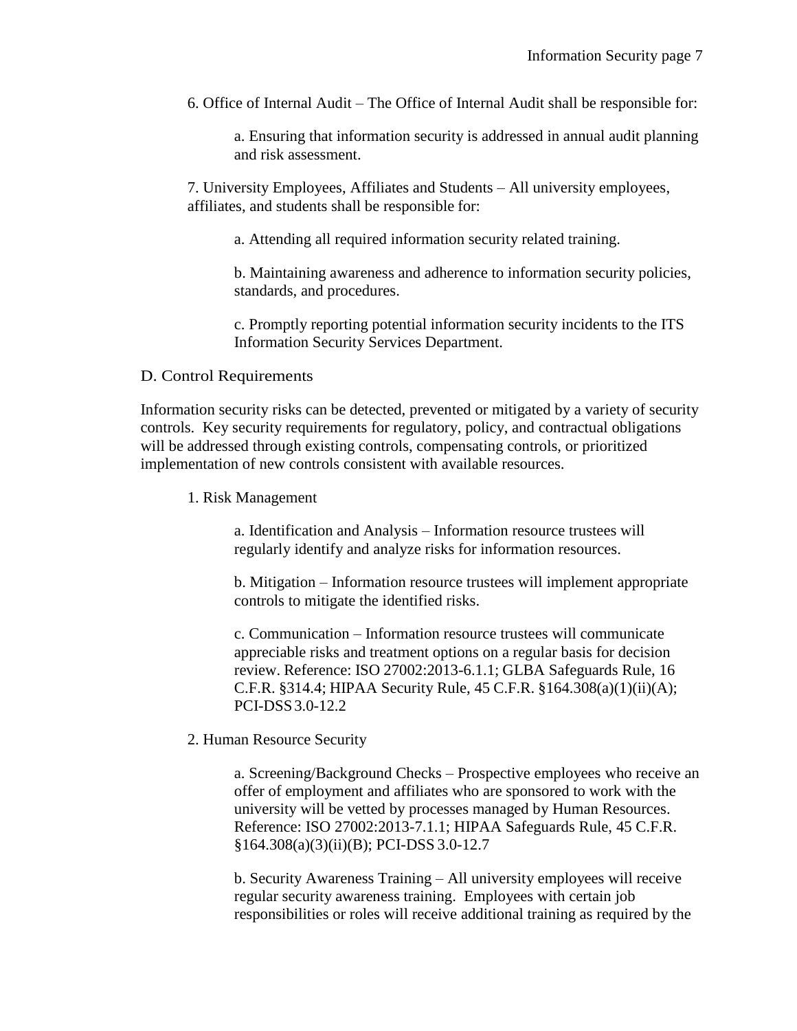6. Office of Internal Audit – The Office of Internal Audit shall be responsible for:

a. Ensuring that information security is addressed in annual audit planning and risk assessment.

7. University Employees, Affiliates and Students – All university employees, affiliates, and students shall be responsible for:

a. Attending all required information security related training.

b. Maintaining awareness and adherence to information security policies, standards, and procedures.

c. Promptly reporting potential information security incidents to the ITS Information Security Services Department.

## D. Control Requirements

Information security risks can be detected, prevented or mitigated by a variety of security controls. Key security requirements for regulatory, policy, and contractual obligations will be addressed through existing controls, compensating controls, or prioritized implementation of new controls consistent with available resources.

1. Risk Management

a. Identification and Analysis – Information resource trustees will regularly identify and analyze risks for information resources.

b. Mitigation – Information resource trustees will implement appropriate controls to mitigate the identified risks.

c. Communication – Information resource trustees will communicate appreciable risks and treatment options on a regular basis for decision review. Reference: ISO 27002:2013-6.1.1; GLBA Safeguards Rule, 16 C.F.R. §314.4; HIPAA Security Rule, 45 C.F.R. §164.308(a)(1)(ii)(A); PCI-DSS 3.0-12.2

2. Human Resource Security

a. Screening/Background Checks – Prospective employees who receive an offer of employment and affiliates who are sponsored to work with the university will be vetted by processes managed by Human Resources. Reference: ISO 27002:2013-7.1.1; HIPAA Safeguards Rule, 45 C.F.R. §164.308(a)(3)(ii)(B); PCI-DSS 3.0-12.7

b. Security Awareness Training – All university employees will receive regular security awareness training. Employees with certain job responsibilities or roles will receive additional training as required by the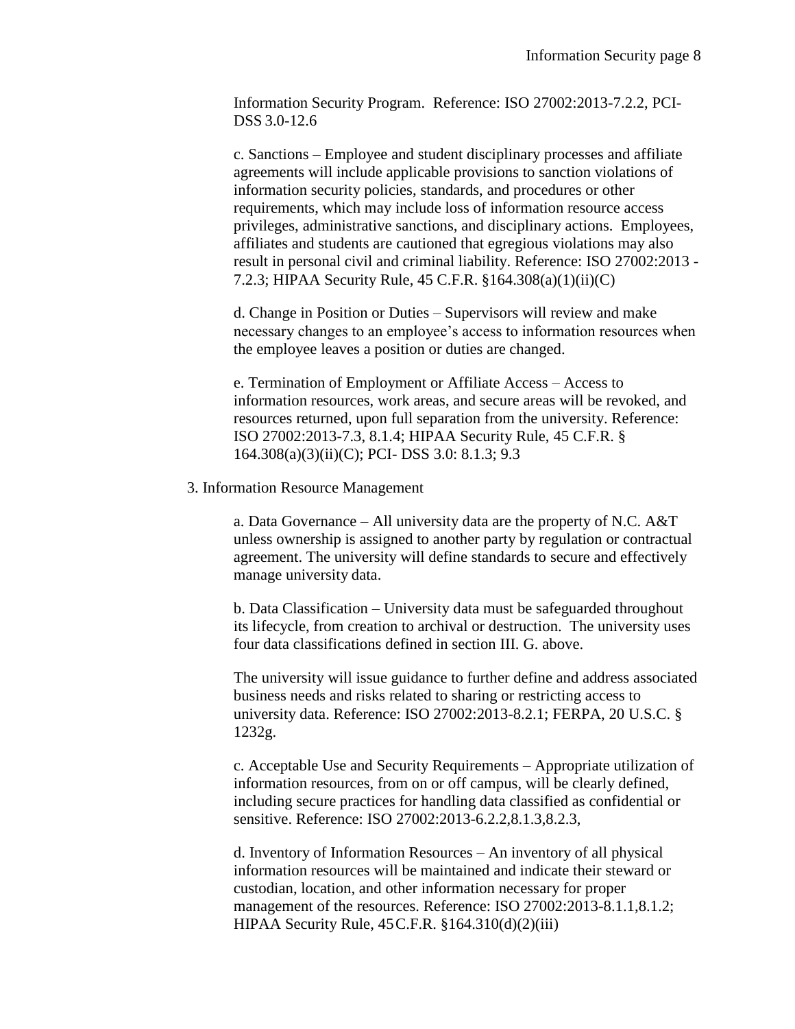Information Security Program. Reference: ISO 27002:2013-7.2.2, PCI-DSS 3.0-12.6

c. Sanctions – Employee and student disciplinary processes and affiliate agreements will include applicable provisions to sanction violations of information security policies, standards, and procedures or other requirements, which may include loss of information resource access privileges, administrative sanctions, and disciplinary actions. Employees, affiliates and students are cautioned that egregious violations may also result in personal civil and criminal liability. Reference: ISO 27002:2013 - 7.2.3; HIPAA Security Rule, 45 C.F.R. §164.308(a)(1)(ii)(C)

d. Change in Position or Duties – Supervisors will review and make necessary changes to an employee's access to information resources when the employee leaves a position or duties are changed.

e. Termination of Employment or Affiliate Access – Access to information resources, work areas, and secure areas will be revoked, and resources returned, upon full separation from the university. Reference: ISO 27002:2013-7.3, 8.1.4; HIPAA Security Rule, 45 C.F.R. § 164.308(a)(3)(ii)(C); PCI- DSS 3.0: 8.1.3; 9.3

3. Information Resource Management

a. Data Governance – All university data are the property of N.C. A&T unless ownership is assigned to another party by regulation or contractual agreement. The university will define standards to secure and effectively manage university data.

b. Data Classification – University data must be safeguarded throughout its lifecycle, from creation to archival or destruction. The university uses four data classifications defined in section III. G. above.

The university will issue guidance to further define and address associated business needs and risks related to sharing or restricting access to university data. Reference: ISO 27002:2013-8.2.1; FERPA, 20 U.S.C. § 1232g.

c. Acceptable Use and Security Requirements – Appropriate utilization of information resources, from on or off campus, will be clearly defined, including secure practices for handling data classified as confidential or sensitive. Reference: ISO 27002:2013-6.2.2,8.1.3,8.2.3,

d. Inventory of Information Resources – An inventory of all physical information resources will be maintained and indicate their steward or custodian, location, and other information necessary for proper management of the resources. Reference: ISO 27002:2013-8.1.1,8.1.2; HIPAA Security Rule, 45 C.F.R. §164.310(d)(2)(iii)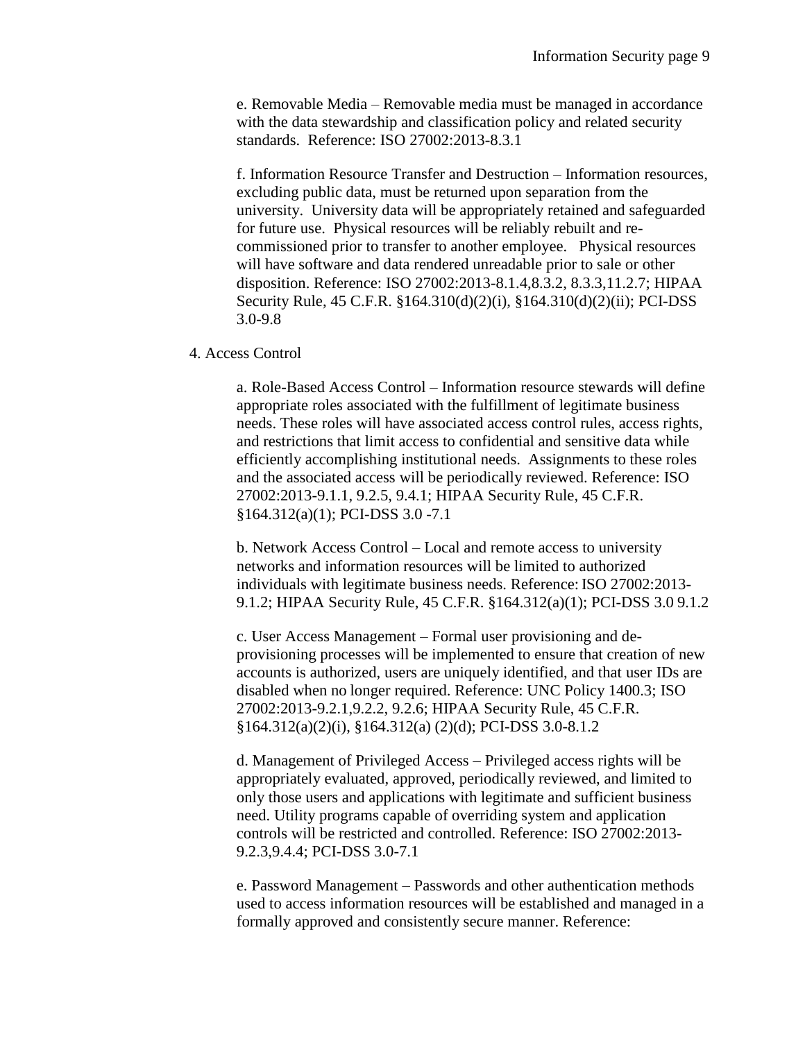e. Removable Media – Removable media must be managed in accordance with the data stewardship and classification policy and related security standards. Reference: ISO 27002:2013-8.3.1

f. Information Resource Transfer and Destruction – Information resources, excluding public data, must be returned upon separation from the university. University data will be appropriately retained and safeguarded for future use. Physical resources will be reliably rebuilt and re-commissioned prior to transfer to another employee. Physical resources will have software and data rendered unreadable prior to sale or other disposition. Reference: ISO 27002:2013-8.1.4,8.3.2, 8.3.3,11.2.7; HIPAA Security Rule, 45 C.F.R. §164.310(d)(2)(i), §164.310(d)(2)(ii); PCI-DSS 3.0-9.8

4. Access Control

a. Role-Based Access Control – Information resource stewards will define appropriate roles associated with the fulfillment of legitimate business needs. These roles will have associated access control rules, access rights, and restrictions that limit access to confidential and sensitive data while efficiently accomplishing institutional needs. Assignments to these roles and the associated access will be periodically reviewed. Reference: ISO 27002:2013-9.1.1, 9.2.5, 9.4.1; HIPAA Security Rule, 45 C.F.R. §164.312(a)(1); PCI-DSS 3.0 -7.1

b. Network Access Control – Local and remote access to university networks and information resources will be limited to authorized individuals with legitimate business needs. Reference: ISO 27002:2013-9.1.2; HIPAA Security Rule, 45 C.F.R. §164.312(a)(1); PCI-DSS 3.0 9.1.2

c. User Access Management – Formal user provisioning and de-provisioning processes will be implemented to ensure that creation of new accounts is authorized, users are uniquely identified, and that user IDs are disabled when no longer required. Reference: UNC Policy 1400.3; ISO 27002:2013-9.2.1,9.2.2, 9.2.6; HIPAA Security Rule, 45 C.F.R. §164.312(a)(2)(i), §164.312(a) (2)(d); PCI-DSS 3.0-8.1.2

d. Management of Privileged Access – Privileged access rights will be appropriately evaluated, approved, periodically reviewed, and limited to only those users and applications with legitimate and sufficient business need. Utility programs capable of overriding system and application controls will be restricted and controlled. Reference: ISO 27002:2013-9.2.3,9.4.4; PCI-DSS 3.0-7.1

e. Password Management – Passwords and other authentication methods used to access information resources will be established and managed in a formally approved and consistently secure manner. Reference: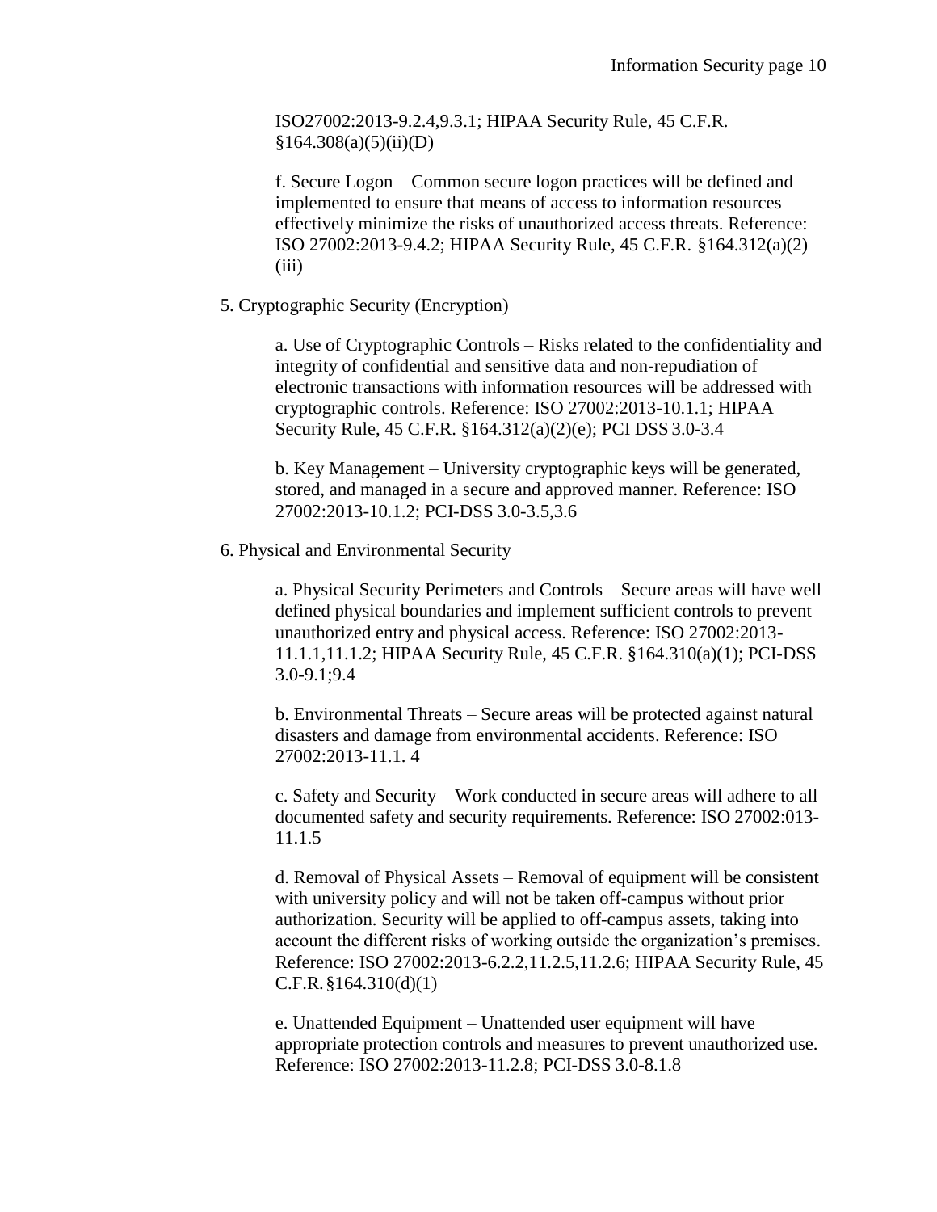ISO27002:2013-9.2.4,9.3.1; HIPAA Security Rule, 45 C.F.R. §164.308(a)(5)(ii)(D)

f. Secure Logon – Common secure logon practices will be defined and implemented to ensure that means of access to information resources effectively minimize the risks of unauthorized access threats. Reference: ISO 27002:2013-9.4.2; HIPAA Security Rule, 45 C.F.R. §164.312(a)(2)(iii)

5. Cryptographic Security (Encryption)

a. Use of Cryptographic Controls – Risks related to the confidentiality and integrity of confidential and sensitive data and non-repudiation of electronic transactions with information resources will be addressed with cryptographic controls. Reference: ISO 27002:2013-10.1.1; HIPAA Security Rule, 45 C.F.R. §164.312(a)(2)(e); PCI DSS 3.0-3.4

b. Key Management – University cryptographic keys will be generated, stored, and managed in a secure and approved manner. Reference: ISO 27002:2013-10.1.2; PCI-DSS 3.0-3.5,3.6

6. Physical and Environmental Security

a. Physical Security Perimeters and Controls – Secure areas will have well defined physical boundaries and implement sufficient controls to prevent unauthorized entry and physical access. Reference: ISO 27002:2013-11.1.1,11.1.2; HIPAA Security Rule, 45 C.F.R. §164.310(a)(1); PCI-DSS 3.0-9.1;9.4

b. Environmental Threats – Secure areas will be protected against natural disasters and damage from environmental accidents. Reference: ISO 27002:2013-11.1. 4

c. Safety and Security – Work conducted in secure areas will adhere to all documented safety and security requirements. Reference: ISO 27002:013-11.1.5

d. Removal of Physical Assets – Removal of equipment will be consistent with university policy and will not be taken off-campus without prior authorization. Security will be applied to off-campus assets, taking into account the different risks of working outside the organization's premises. Reference: ISO 27002:2013-6.2.2,11.2.5,11.2.6; HIPAA Security Rule, 45 C.F.R. §164.310(d)(1)

e. Unattended Equipment – Unattended user equipment will have appropriate protection controls and measures to prevent unauthorized use. Reference: ISO 27002:2013-11.2.8; PCI-DSS 3.0-8.1.8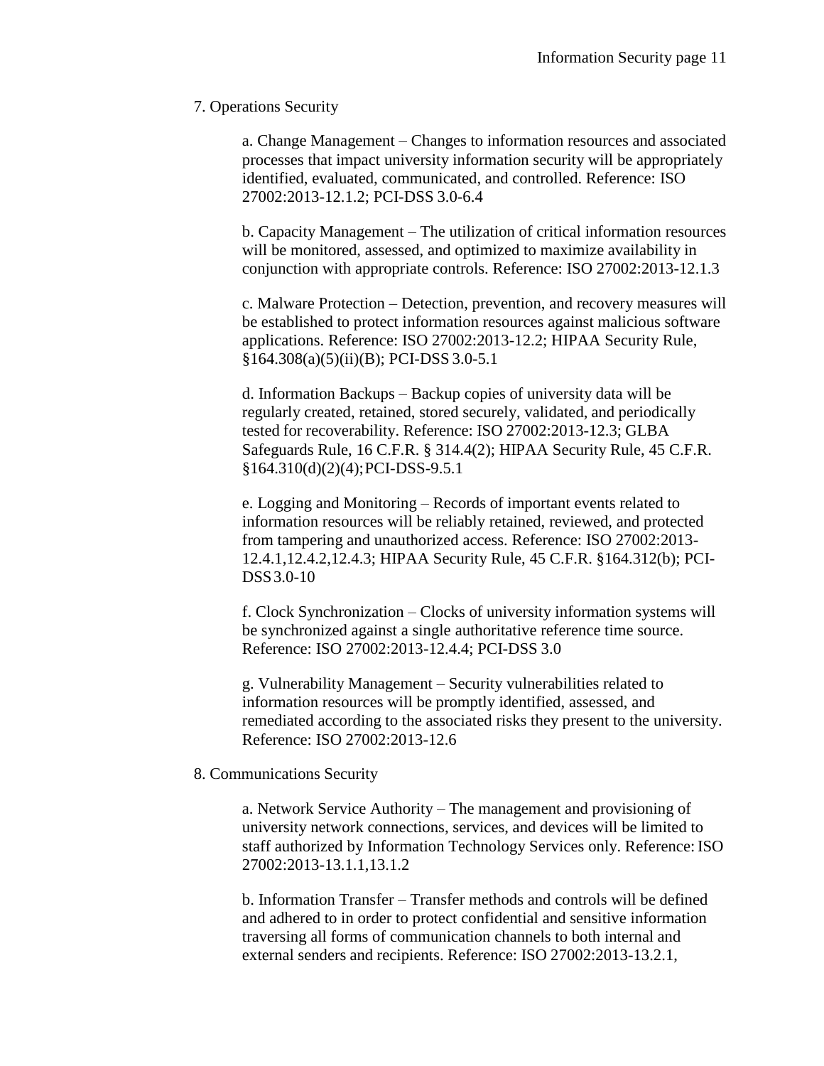7. Operations Security

a. Change Management – Changes to information resources and associated processes that impact university information security will be appropriately identified, evaluated, communicated, and controlled. Reference: ISO 27002:2013-12.1.2; PCI-DSS 3.0-6.4

b. Capacity Management – The utilization of critical information resources will be monitored, assessed, and optimized to maximize availability in conjunction with appropriate controls. Reference: ISO 27002:2013-12.1.3

c. Malware Protection – Detection, prevention, and recovery measures will be established to protect information resources against malicious software applications. Reference: ISO 27002:2013-12.2; HIPAA Security Rule, §164.308(a)(5)(ii)(B); PCI-DSS 3.0-5.1

d. Information Backups – Backup copies of university data will be regularly created, retained, stored securely, validated, and periodically tested for recoverability. Reference: ISO 27002:2013-12.3; GLBA Safeguards Rule, 16 C.F.R. § 314.4(2); HIPAA Security Rule, 45 C.F.R. §164.310(d)(2)(4); PCI-DSS-9.5.1

e. Logging and Monitoring – Records of important events related to information resources will be reliably retained, reviewed, and protected from tampering and unauthorized access. Reference: ISO 27002:2013-12.4.1,12.4.2,12.4.3; HIPAA Security Rule, 45 C.F.R. §164.312(b); PCI-DSS 3.0-10

f. Clock Synchronization – Clocks of university information systems will be synchronized against a single authoritative reference time source. Reference: ISO 27002:2013-12.4.4; PCI-DSS 3.0

g. Vulnerability Management – Security vulnerabilities related to information resources will be promptly identified, assessed, and remediated according to the associated risks they present to the university. Reference: ISO 27002:2013-12.6

8. Communications Security

a. Network Service Authority – The management and provisioning of university network connections, services, and devices will be limited to staff authorized by Information Technology Services only. Reference: ISO 27002:2013-13.1.1,13.1.2

b. Information Transfer – Transfer methods and controls will be defined and adhered to in order to protect confidential and sensitive information traversing all forms of communication channels to both internal and external senders and recipients. Reference: ISO 27002:2013-13.2.1,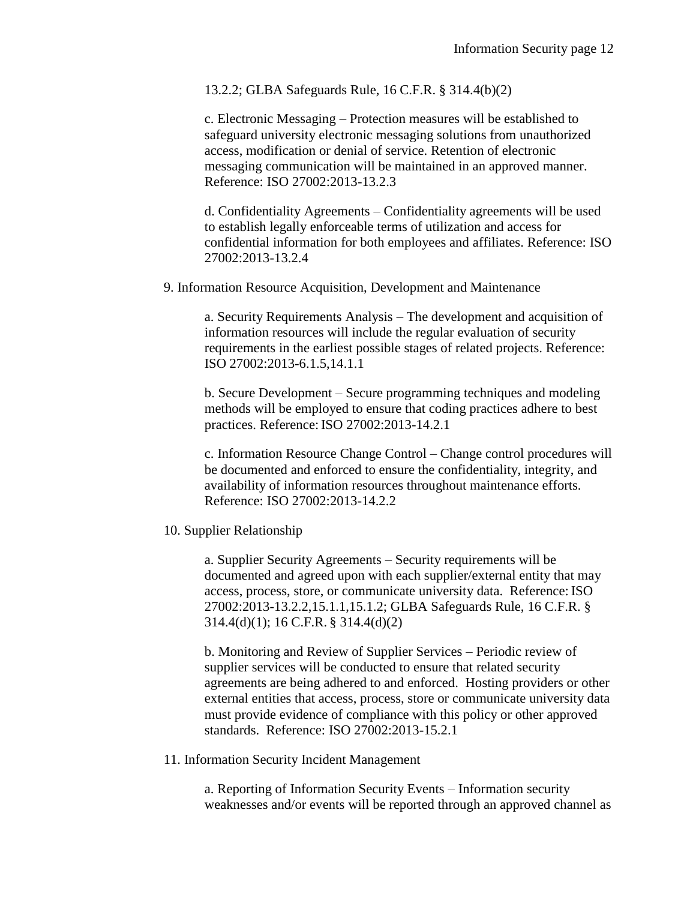13.2.2; GLBA Safeguards Rule, 16 C.F.R. § 314.4(b)(2)

c. Electronic Messaging – Protection measures will be established to safeguard university electronic messaging solutions from unauthorized access, modification or denial of service. Retention of electronic messaging communication will be maintained in an approved manner. Reference: ISO 27002:2013-13.2.3

d. Confidentiality Agreements – Confidentiality agreements will be used to establish legally enforceable terms of utilization and access for confidential information for both employees and affiliates. Reference: ISO 27002:2013-13.2.4

9. Information Resource Acquisition, Development and Maintenance

a. Security Requirements Analysis – The development and acquisition of information resources will include the regular evaluation of security requirements in the earliest possible stages of related projects. Reference: ISO 27002:2013-6.1.5,14.1.1

b. Secure Development – Secure programming techniques and modeling methods will be employed to ensure that coding practices adhere to best practices. Reference: ISO 27002:2013-14.2.1

c. Information Resource Change Control – Change control procedures will be documented and enforced to ensure the confidentiality, integrity, and availability of information resources throughout maintenance efforts. Reference: ISO 27002:2013-14.2.2

10. Supplier Relationship

a. Supplier Security Agreements – Security requirements will be documented and agreed upon with each supplier/external entity that may access, process, store, or communicate university data. Reference: ISO 27002:2013-13.2.2,15.1.1,15.1.2; GLBA Safeguards Rule, 16 C.F.R. § 314.4(d)(1); 16 C.F.R. § 314.4(d)(2)

b. Monitoring and Review of Supplier Services – Periodic review of supplier services will be conducted to ensure that related security agreements are being adhered to and enforced. Hosting providers or other external entities that access, process, store or communicate university data must provide evidence of compliance with this policy or other approved standards. Reference: ISO 27002:2013-15.2.1

11. Information Security Incident Management

a. Reporting of Information Security Events – Information security weaknesses and/or events will be reported through an approved channel as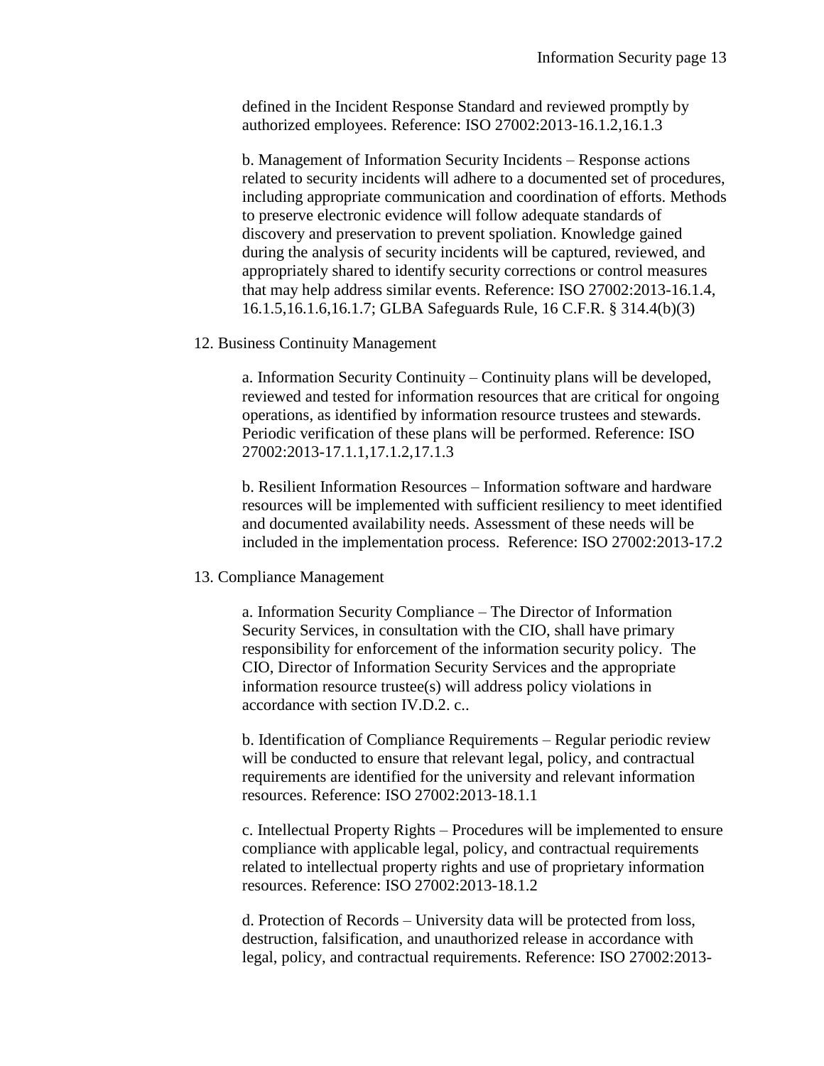defined in the Incident Response Standard and reviewed promptly by authorized employees. Reference: ISO 27002:2013-16.1.2,16.1.3

b. Management of Information Security Incidents – Response actions related to security incidents will adhere to a documented set of procedures, including appropriate communication and coordination of efforts. Methods to preserve electronic evidence will follow adequate standards of discovery and preservation to prevent spoliation. Knowledge gained during the analysis of security incidents will be captured, reviewed, and appropriately shared to identify security corrections or control measures that may help address similar events. Reference: ISO 27002:2013-16.1.4, 16.1.5,16.1.6,16.1.7; GLBA Safeguards Rule, 16 C.F.R. § 314.4(b)(3)

12. Business Continuity Management

a. Information Security Continuity – Continuity plans will be developed, reviewed and tested for information resources that are critical for ongoing operations, as identified by information resource trustees and stewards. Periodic verification of these plans will be performed. Reference: ISO 27002:2013-17.1.1,17.1.2,17.1.3

b. Resilient Information Resources – Information software and hardware resources will be implemented with sufficient resiliency to meet identified and documented availability needs. Assessment of these needs will be included in the implementation process. Reference: ISO 27002:2013-17.2

13. Compliance Management

a. Information Security Compliance – The Director of Information Security Services, in consultation with the CIO, shall have primary responsibility for enforcement of the information security policy. The CIO, Director of Information Security Services and the appropriate information resource trustee(s) will address policy violations in accordance with section IV.D.2. c..

b. Identification of Compliance Requirements – Regular periodic review will be conducted to ensure that relevant legal, policy, and contractual requirements are identified for the university and relevant information resources. Reference: ISO 27002:2013-18.1.1

c. Intellectual Property Rights – Procedures will be implemented to ensure compliance with applicable legal, policy, and contractual requirements related to intellectual property rights and use of proprietary information resources. Reference: ISO 27002:2013-18.1.2

d. Protection of Records – University data will be protected from loss, destruction, falsification, and unauthorized release in accordance with legal, policy, and contractual requirements. Reference: ISO 27002:2013-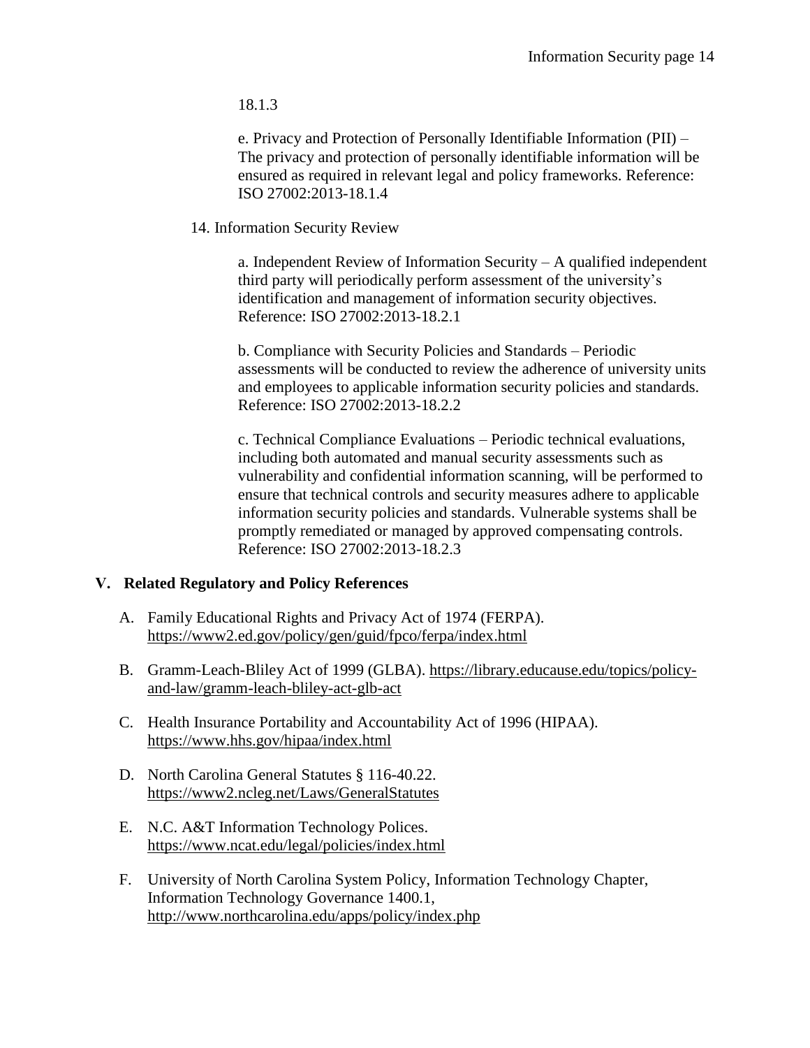18.1.3

e. Privacy and Protection of Personally Identifiable Information (PII) – The privacy and protection of personally identifiable information will be ensured as required in relevant legal and policy frameworks. Reference: ISO 27002:2013-18.1.4

14. Information Security Review

a. Independent Review of Information Security – A qualified independent third party will periodically perform assessment of the university's identification and management of information security objectives. Reference: ISO 27002:2013-18.2.1

b. Compliance with Security Policies and Standards – Periodic assessments will be conducted to review the adherence of university units and employees to applicable information security policies and standards. Reference: ISO 27002:2013-18.2.2

c. Technical Compliance Evaluations – Periodic technical evaluations, including both automated and manual security assessments such as vulnerability and confidential information scanning, will be performed to ensure that technical controls and security measures adhere to applicable information security policies and standards. Vulnerable systems shall be promptly remediated or managed by approved compensating controls. Reference: ISO 27002:2013-18.2.3

## V. Related Regulatory and Policy References

A. Family Educational Rights and Privacy Act of 1974 (FERPA). https://www2.ed.gov/policy/gen/guid/fpco/ferpa/index.html

B. Gramm-Leach-Bliley Act of 1999 (GLBA). https://library.educause.edu/topics/policy-and-law/gramm-leach-bliley-act-glb-act

C. Health Insurance Portability and Accountability Act of 1996 (HIPAA). https://www.hhs.gov/hipaa/index.html

D. North Carolina General Statutes § 116-40.22. https://www2.ncleg.net/Laws/GeneralStatutes

E. N.C. A&T Information Technology Polices. https://www.ncat.edu/legal/policies/index.html

F. University of North Carolina System Policy, Information Technology Chapter, Information Technology Governance 1400.1, http://www.northcarolina.edu/apps/policy/index.php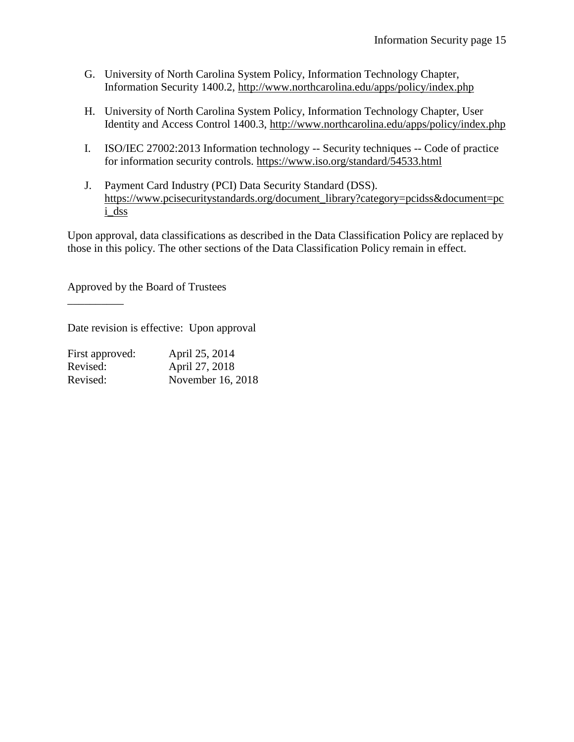G. University of North Carolina System Policy, Information Technology Chapter, Information Security 1400.2, http://www.northcarolina.edu/apps/policy/index.php

H. University of North Carolina System Policy, Information Technology Chapter, User Identity and Access Control 1400.3, http://www.northcarolina.edu/apps/policy/index.php

I. ISO/IEC 27002:2013 Information technology -- Security techniques -- Code of practice for information security controls. https://www.iso.org/standard/54533.html

J. Payment Card Industry (PCI) Data Security Standard (DSS). https://www.pcisecuritystandards.org/document_library?category=pcidss&document=pci_dss

Upon approval, data classifications as described in the Data Classification Policy are replaced by those in this policy. The other sections of the Data Classification Policy remain in effect.

Approved by the Board of Trustees

__________

Date revision is effective: Upon approval

| | |
|---|---|
| First approved: | April 25, 2014 |
| Revised: | April 27, 2018 |
| Revised: | November 16, 2018 |